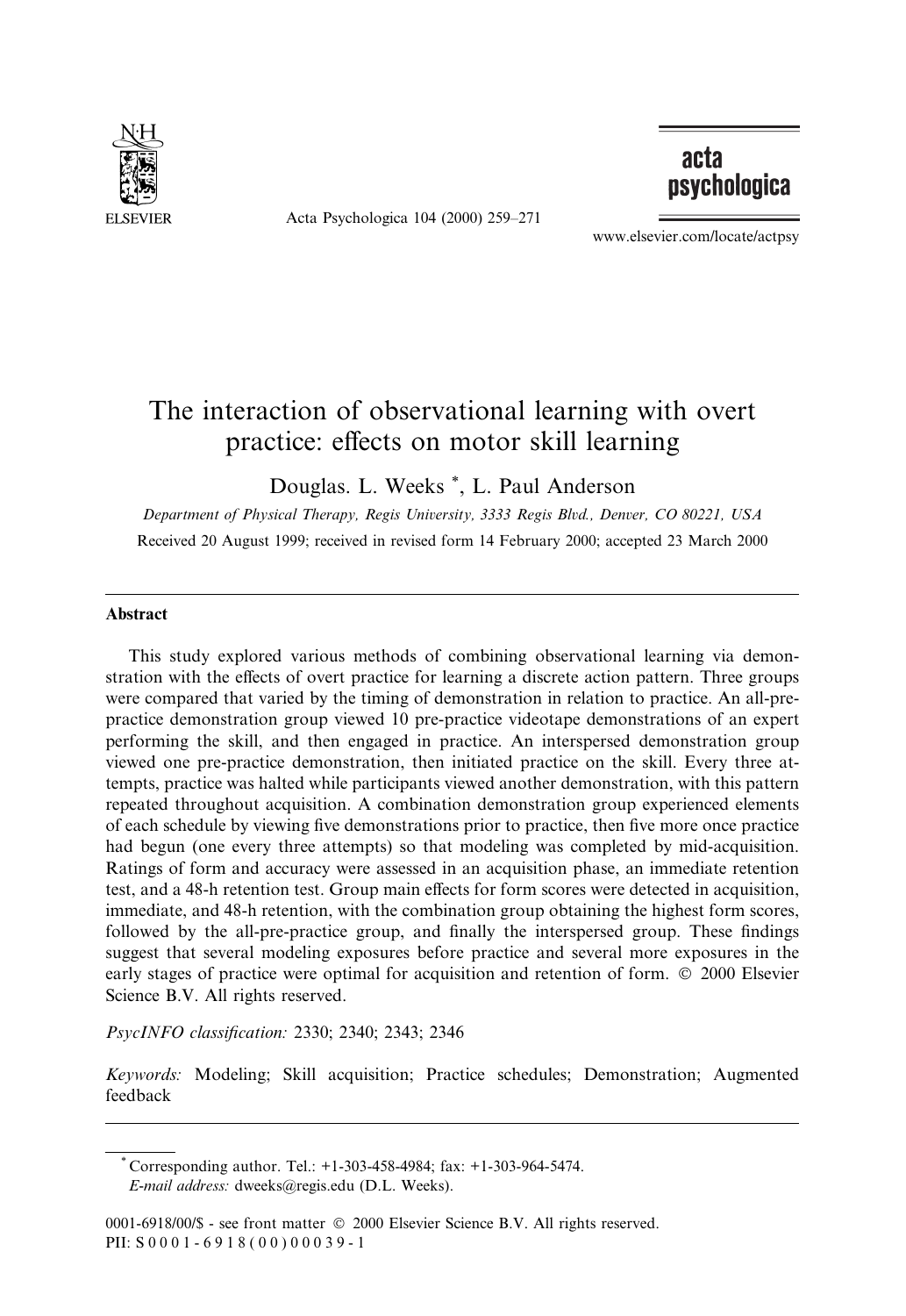# The interaction of observational learning with overt practice: effects on motor skill learning

Douglas. L. Weeks *, L. Paul Anderson

*Department of Physical Therapy, Regis University, 3333 Regis Blvd., Denver, CO 80221, USA*

Received 20 August 1999; received in revised form 14 February 2000; accepted 23 March 2000

## Abstract

This study explored various methods of combining observational learning via demonstration with the effects of overt practice for learning a discrete action pattern. Three groups were compared that varied by the timing of demonstration in relation to practice. An all-pre-practice demonstration group viewed 10 pre-practice videotape demonstrations of an expert performing the skill, and then engaged in practice. An interspersed demonstration group viewed one pre-practice demonstration, then initiated practice on the skill. Every three attempts, practice was halted while participants viewed another demonstration, with this pattern repeated throughout acquisition. A combination demonstration group experienced elements of each schedule by viewing five demonstrations prior to practice, then five more once practice had begun (one every three attempts) so that modeling was completed by mid-acquisition. Ratings of form and accuracy were assessed in an acquisition phase, an immediate retention test, and a 48-h retention test. Group main effects for form scores were detected in acquisition, immediate, and 48-h retention, with the combination group obtaining the highest form scores, followed by the all-pre-practice group, and finally the interspersed group. These findings suggest that several modeling exposures before practice and several more exposures in the early stages of practice were optimal for acquisition and retention of form. © 2000 Elsevier Science B.V. All rights reserved.

*PsycINFO classification:* 2330; 2340; 2343; 2346

*Keywords:* Modeling; Skill acquisition; Practice schedules; Demonstration; Augmented feedback

---

\* Corresponding author. Tel.: +1-303-458-4984; fax: +1-303-964-5474.
*E-mail address:* dweeks@regis.edu (D.L. Weeks).

0001-6918/00/$ - see front matter © 2000 Elsevier Science B.V. All rights reserved.
PII: S0001-6918(00)00039-1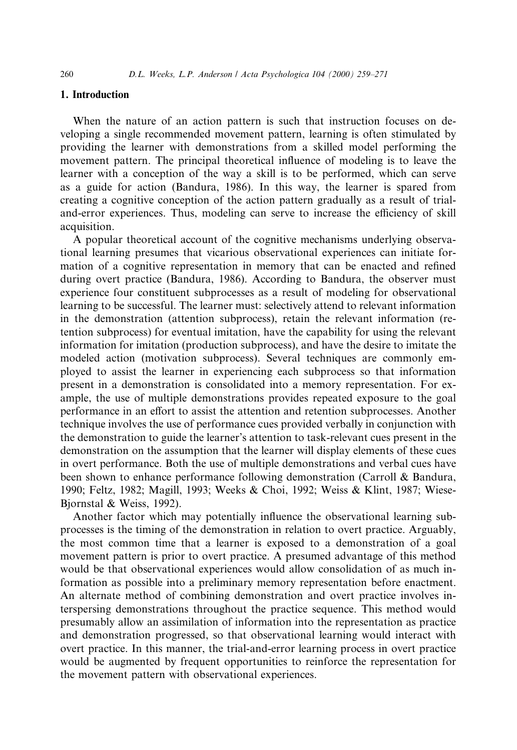## 1. Introduction

When the nature of an action pattern is such that instruction focuses on developing a single recommended movement pattern, learning is often stimulated by providing the learner with demonstrations from a skilled model performing the movement pattern. The principal theoretical influence of modeling is to leave the learner with a conception of the way a skill is to be performed, which can serve as a guide for action (Bandura, 1986). In this way, the learner is spared from creating a cognitive conception of the action pattern gradually as a result of trial-and-error experiences. Thus, modeling can serve to increase the efficiency of skill acquisition.

A popular theoretical account of the cognitive mechanisms underlying observational learning presumes that vicarious observational experiences can initiate formation of a cognitive representation in memory that can be enacted and refined during overt practice (Bandura, 1986). According to Bandura, the observer must experience four constituent subprocesses as a result of modeling for observational learning to be successful. The learner must: selectively attend to relevant information in the demonstration (attention subprocess), retain the relevant information (retention subprocess) for eventual imitation, have the capability for using the relevant information for imitation (production subprocess), and have the desire to imitate the modeled action (motivation subprocess). Several techniques are commonly employed to assist the learner in experiencing each subprocess so that information present in a demonstration is consolidated into a memory representation. For example, the use of multiple demonstrations provides repeated exposure to the goal performance in an effort to assist the attention and retention subprocesses. Another technique involves the use of performance cues provided verbally in conjunction with the demonstration to guide the learner's attention to task-relevant cues present in the demonstration on the assumption that the learner will display elements of these cues in overt performance. Both the use of multiple demonstrations and verbal cues have been shown to enhance performance following demonstration (Carroll & Bandura, 1990; Feltz, 1982; Magill, 1993; Weeks & Choi, 1992; Weiss & Klint, 1987; Wiese-Bjornstal & Weiss, 1992).

Another factor which may potentially influence the observational learning subprocesses is the timing of the demonstration in relation to overt practice. Arguably, the most common time that a learner is exposed to a demonstration of a goal movement pattern is prior to overt practice. A presumed advantage of this method would be that observational experiences would allow consolidation of as much information as possible into a preliminary memory representation before enactment. An alternate method of combining demonstration and overt practice involves interspersing demonstrations throughout the practice sequence. This method would presumably allow an assimilation of information into the representation as practice and demonstration progressed, so that observational learning would interact with overt practice. In this manner, the trial-and-error learning process in overt practice would be augmented by frequent opportunities to reinforce the representation for the movement pattern with observational experiences.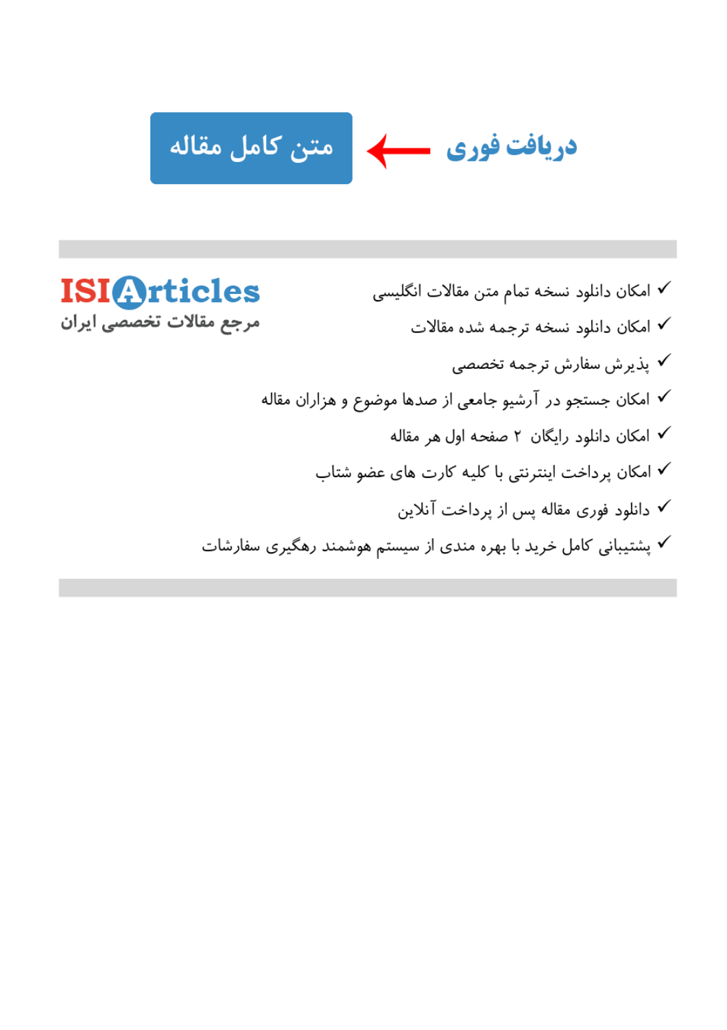دریافت فوری ← متن کامل مقاله

**ISIArticles**
مرجع مقالات تخصصی ایران

- ✓ امکان دانلود نسخه تمام متن مقالات انگلیسی
- ✓ امکان دانلود نسخه ترجمه شده مقالات
- ✓ پذیرش سفارش ترجمه تخصصی
- ✓ امکان جستجو در آرشیو جامعی از صدها موضوع و هزاران مقاله
- ✓ امکان دانلود رایگان ۲ صفحه اول هر مقاله
- ✓ امکان پرداخت اینترنتی با کلیه کارت های عضو شتاب
- ✓ دانلود فوری مقاله پس از پرداخت آنلاین
- ✓ پشتیبانی کامل خرید با بهره مندی از سیستم هوشمند رهگیری سفارشات